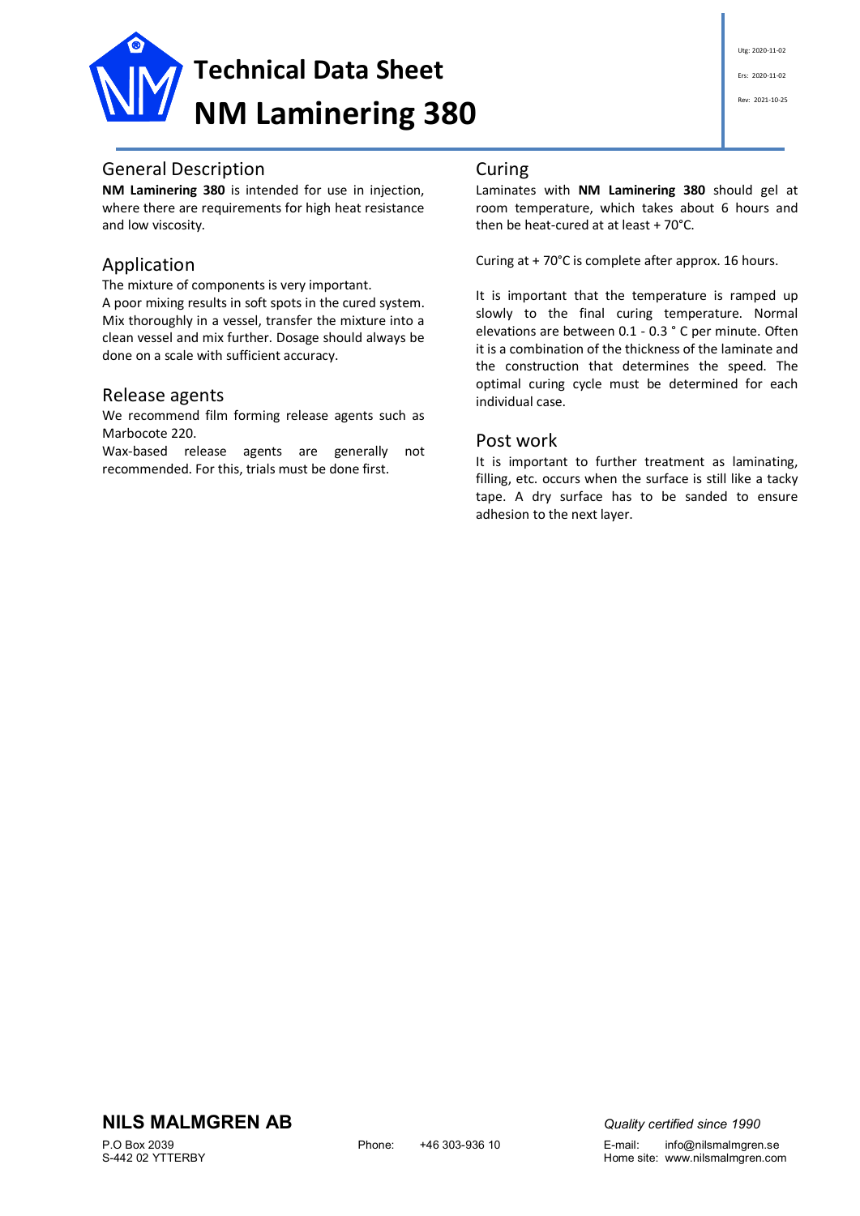# Technical Data Sheet
# NM Laminering 380

Utg: 2020-11-02

Ers: 2020-11-02

Rev: 2021-10-25

## General Description

**NM Laminering 380** is intended for use in injection, where there are requirements for high heat resistance and low viscosity.

## Application

The mixture of components is very important.
A poor mixing results in soft spots in the cured system. Mix thoroughly in a vessel, transfer the mixture into a clean vessel and mix further. Dosage should always be done on a scale with sufficient accuracy.

## Release agents

We recommend film forming release agents such as Marbocote 220.
Wax-based release agents are generally not recommended. For this, trials must be done first.

## Curing

Laminates with **NM Laminering 380** should gel at room temperature, which takes about 6 hours and then be heat-cured at at least + 70°C.

Curing at + 70°C is complete after approx. 16 hours.

It is important that the temperature is ramped up slowly to the final curing temperature. Normal elevations are between 0.1 - 0.3 ° C per minute. Often it is a combination of the thickness of the laminate and the construction that determines the speed. The optimal curing cycle must be determined for each individual case.

## Post work

It is important to further treatment as laminating, filling, etc. occurs when the surface is still like a tacky tape. A dry surface has to be sanded to ensure adhesion to the next layer.

**NILS MALMGREN AB**

P.O Box 2039
S-442 02 YTTERBY

Phone: +46 303-936 10

*Quality certified since 1990*

E-mail: info@nilsmalmgren.se
Home site: www.nilsmalmgren.com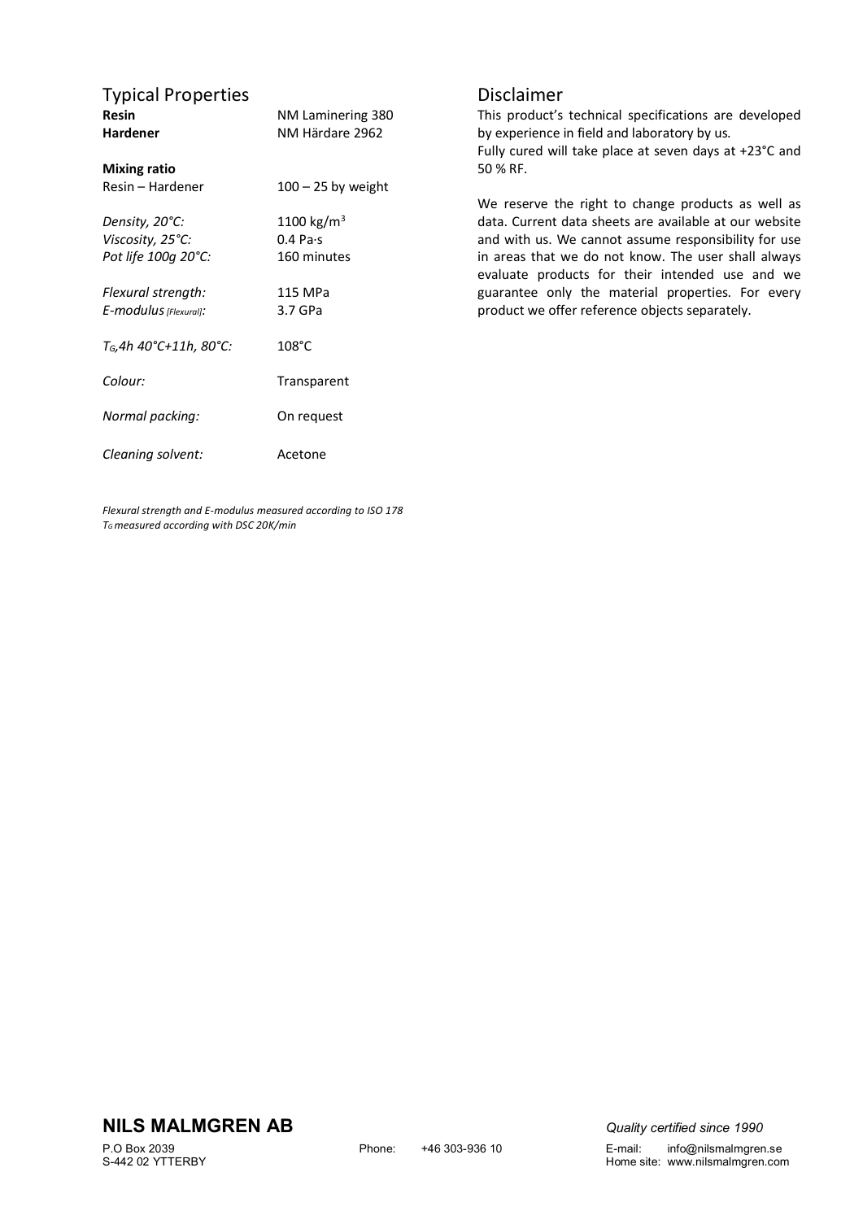## Typical Properties

| | |
|---|---|
| **Resin** | NM Laminering 380 |
| **Hardener** | NM Härdare 2962 |
| **Mixing ratio** | |
| Resin – Hardener | 100 – 25 by weight |
| *Density, 20°C:* | 1100 kg/m$^3$ |
| *Viscosity, 25°C:* | 0.4 Pa·s |
| *Pot life 100g 20°C:* | 160 minutes |
| *Flexural strength:* | 115 MPa |
| *E-modulus $_{[Flexural]}$:* | 3.7 GPa |
| *$T_G$,4h 40°C+11h, 80°C:* | 108°C |
| *Colour:* | Transparent |
| *Normal packing:* | On request |
| *Cleaning solvent:* | Acetone |

*Flexural strength and E-modulus measured according to ISO 178*
*$T_G$ measured according with DSC 20K/min*

## Disclaimer

This product's technical specifications are developed by experience in field and laboratory by us.
Fully cured will take place at seven days at +23°C and 50 % RF.

We reserve the right to change products as well as data. Current data sheets are available at our website and with us. We cannot assume responsibility for use in areas that we do not know. The user shall always evaluate products for their intended use and we guarantee only the material properties. For every product we offer reference objects separately.

**NILS MALMGREN AB**

P.O Box 2039
S-442 02 YTTERBY

Phone: +46 303-936 10

*Quality certified since 1990*

E-mail: info@nilsmalmgren.se
Home site: www.nilsmalmgren.com